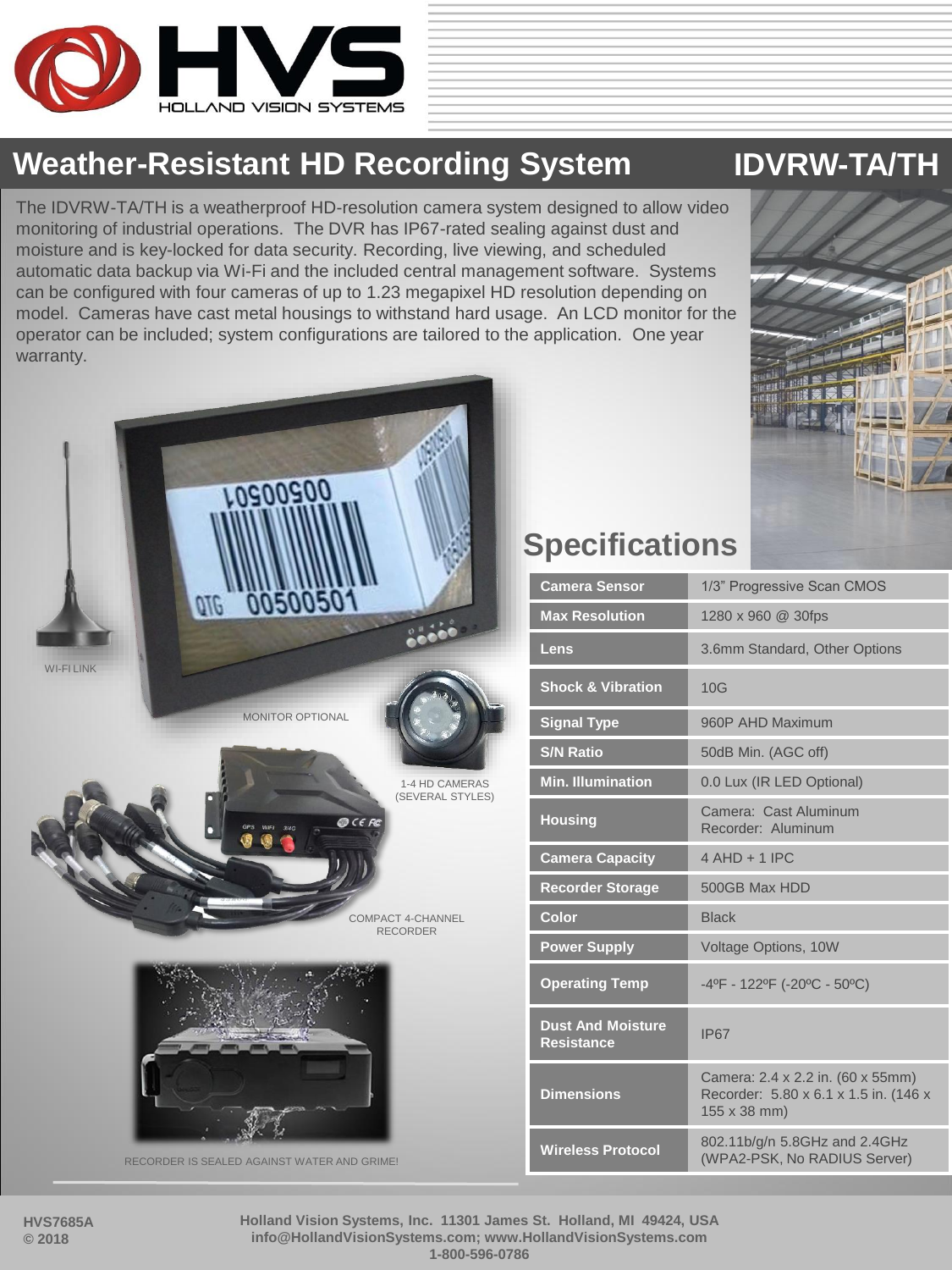# HVS HOLLAND VISION SYSTEMS

## Weather-Resistant HD Recording System — IDVRW-TA/TH

The IDVRW-TA/TH is a weatherproof HD-resolution camera system designed to allow video monitoring of industrial operations. The DVR has IP67-rated sealing against dust and moisture and is key-locked for data security. Recording, live viewing, and scheduled automatic data backup via Wi-Fi and the included central management software. Systems can be configured with four cameras of up to 1.23 megapixel HD resolution depending on model. Cameras have cast metal housings to withstand hard usage. An LCD monitor for the operator can be included; system configurations are tailored to the application. One year warranty.

WI-FI LINK

MONITOR OPTIONAL

1-4 HD CAMERAS (SEVERAL STYLES)

COMPACT 4-CHANNEL RECORDER

RECORDER IS SEALED AGAINST WATER AND GRIME!

## Specifications

| | |
|---|---|
| **Camera Sensor** | 1/3" Progressive Scan CMOS |
| **Max Resolution** | 1280 x 960 @ 30fps |
| **Lens** | 3.6mm Standard, Other Options |
| **Shock & Vibration** | 10G |
| **Signal Type** | 960P AHD Maximum |
| **S/N Ratio** | 50dB Min. (AGC off) |
| **Min. Illumination** | 0.0 Lux (IR LED Optional) |
| **Housing** | Camera: Cast Aluminum<br>Recorder: Aluminum |
| **Camera Capacity** | 4 AHD + 1 IPC |
| **Recorder Storage** | 500GB Max HDD |
| **Color** | Black |
| **Power Supply** | Voltage Options, 10W |
| **Operating Temp** | -4ºF - 122ºF (-20ºC - 50ºC) |
| **Dust And Moisture Resistance** | IP67 |
| **Dimensions** | Camera: 2.4 x 2.2 in. (60 x 55mm)<br>Recorder: 5.80 x 6.1 x 1.5 in. (146 x 155 x 38 mm) |
| **Wireless Protocol** | 802.11b/g/n 5.8GHz and 2.4GHz (WPA2-PSK, No RADIUS Server) |

**HVS7685A**
**© 2018**

**Holland Vision Systems, Inc. 11301 James St. Holland, MI 49424, USA**
**info@HollandVisionSystems.com; www.HollandVisionSystems.com**
**1-800-596-0786**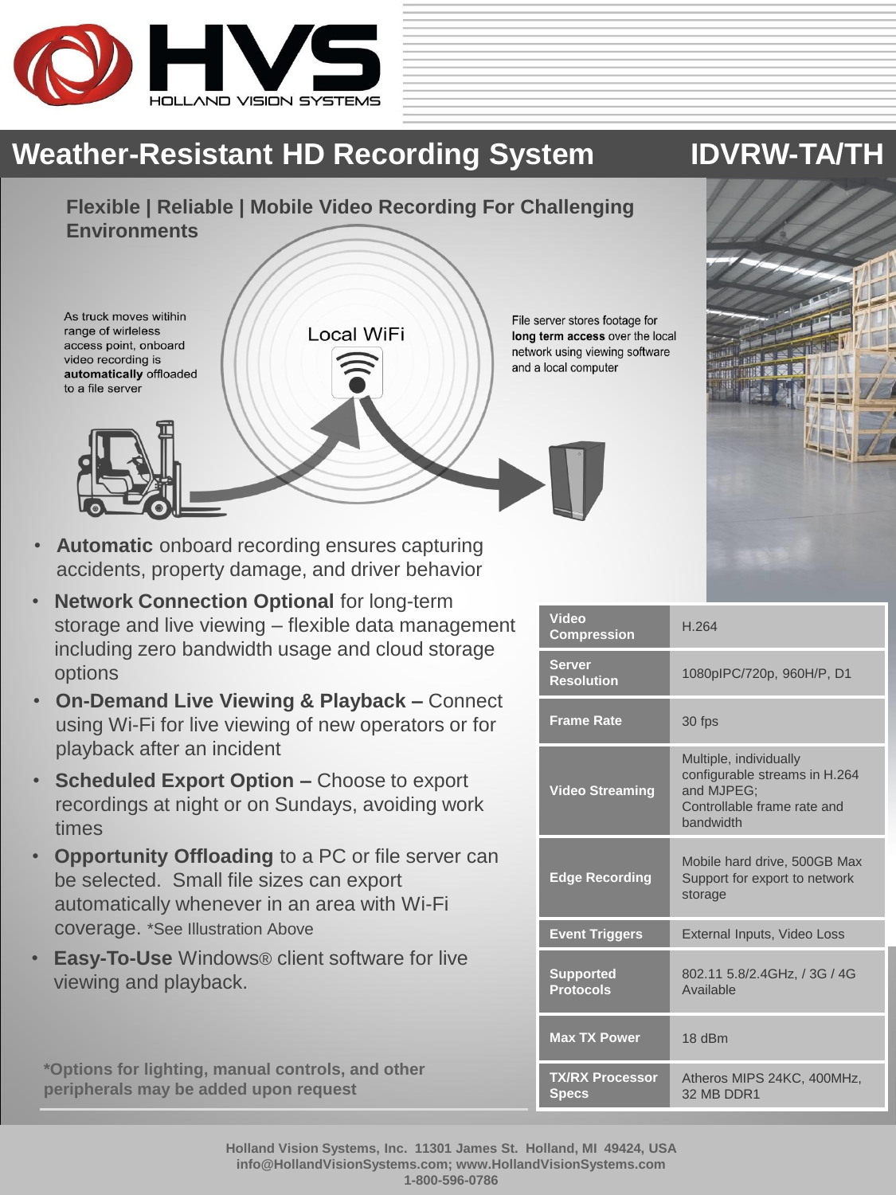# Weather-Resistant HD Recording System IDVRW-TA/TH

## Flexible | Reliable | Mobile Video Recording For Challenging Environments

As truck moves witihin range of wirleless access point, onboard video recording is **automatically** offloaded to a file server

Local WiFi

File server stores footage for **long term access** over the local network using viewing software and a local computer

- **Automatic** onboard recording ensures capturing accidents, property damage, and driver behavior
- **Network Connection Optional** for long-term storage and live viewing – flexible data management including zero bandwidth usage and cloud storage options
- **On-Demand Live Viewing & Playback –** Connect using Wi-Fi for live viewing of new operators or for playback after an incident
- **Scheduled Export Option –** Choose to export recordings at night or on Sundays, avoiding work times
- **Opportunity Offloading** to a PC or file server can be selected. Small file sizes can export automatically whenever in an area with Wi-Fi coverage. *See Illustration Above
- **Easy-To-Use** Windows® client software for live viewing and playback.

**\*Options for lighting, manual controls, and other peripherals may be added upon request**

| | |
|---|---|
| **Video Compression** | H.264 |
| **Server Resolution** | 1080pIPC/720p, 960H/P, D1 |
| **Frame Rate** | 30 fps |
| **Video Streaming** | Multiple, individually configurable streams in H.264 and MJPEG; Controllable frame rate and bandwidth |
| **Edge Recording** | Mobile hard drive, 500GB Max Support for export to network storage |
| **Event Triggers** | External Inputs, Video Loss |
| **Supported Protocols** | 802.11 5.8/2.4GHz, / 3G / 4G Available |
| **Max TX Power** | 18 dBm |
| **TX/RX Processor Specs** | Atheros MIPS 24KC, 400MHz, 32 MB DDR1 |

**Holland Vision Systems, Inc. 11301 James St. Holland, MI 49424, USA**
**info@HollandVisionSystems.com; www.HollandVisionSystems.com**
**1-800-596-0786**